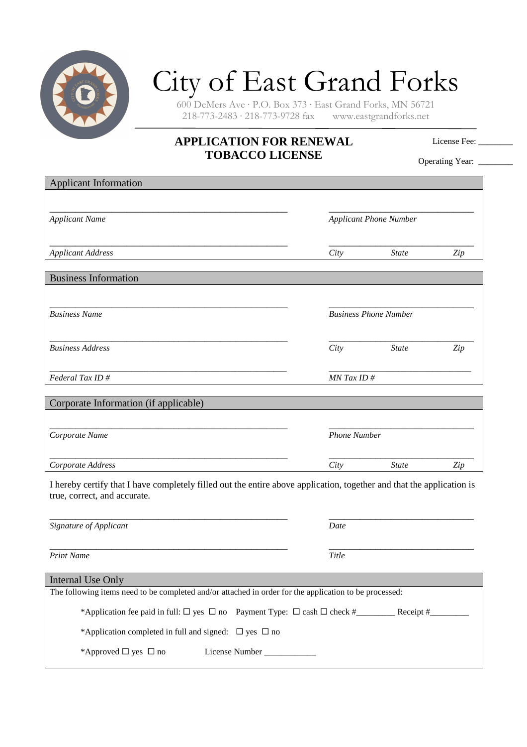# City of East Grand Forks

600 DeMers Ave · P.O. Box 373 · East Grand Forks, MN 56721
218-773-2483 · 218-773-9728 fax www.eastgrandforks.net

## APPLICATION FOR RENEWAL TOBACCO LICENSE

License Fee: ________

Operating Year: ________

### Applicant Information

______________________________________________ ______________________________

*Applicant Name* *Applicant Phone Number*

______________________________________________ ______________________________

*Applicant Address* *City* *State* *Zip*

### Business Information

______________________________________________ ______________________________

*Business Name* *Business Phone Number*

______________________________________________ ______________________________

*Business Address* *City* *State* *Zip*

______________________________________________ ______________________________

*Federal Tax ID #* *MN Tax ID #*

### Corporate Information (if applicable)

______________________________________________ ______________________________

*Corporate Name* *Phone Number*

______________________________________________ ______________________________

*Corporate Address* *City* *State* *Zip*

I hereby certify that I have completely filled out the entire above application, together and that the application is true, correct, and accurate.

______________________________________________ ______________________________

*Signature of Applicant* *Date*

______________________________________________ ______________________________

*Print Name* *Title*

### Internal Use Only

The following items need to be completed and/or attached in order for the application to be processed:

*Application fee paid in full: ☐ yes ☐ no Payment Type: ☐ cash ☐ check #_________ Receipt #_________

*Application completed in full and signed: ☐ yes ☐ no

*Approved ☐ yes ☐ no License Number ____________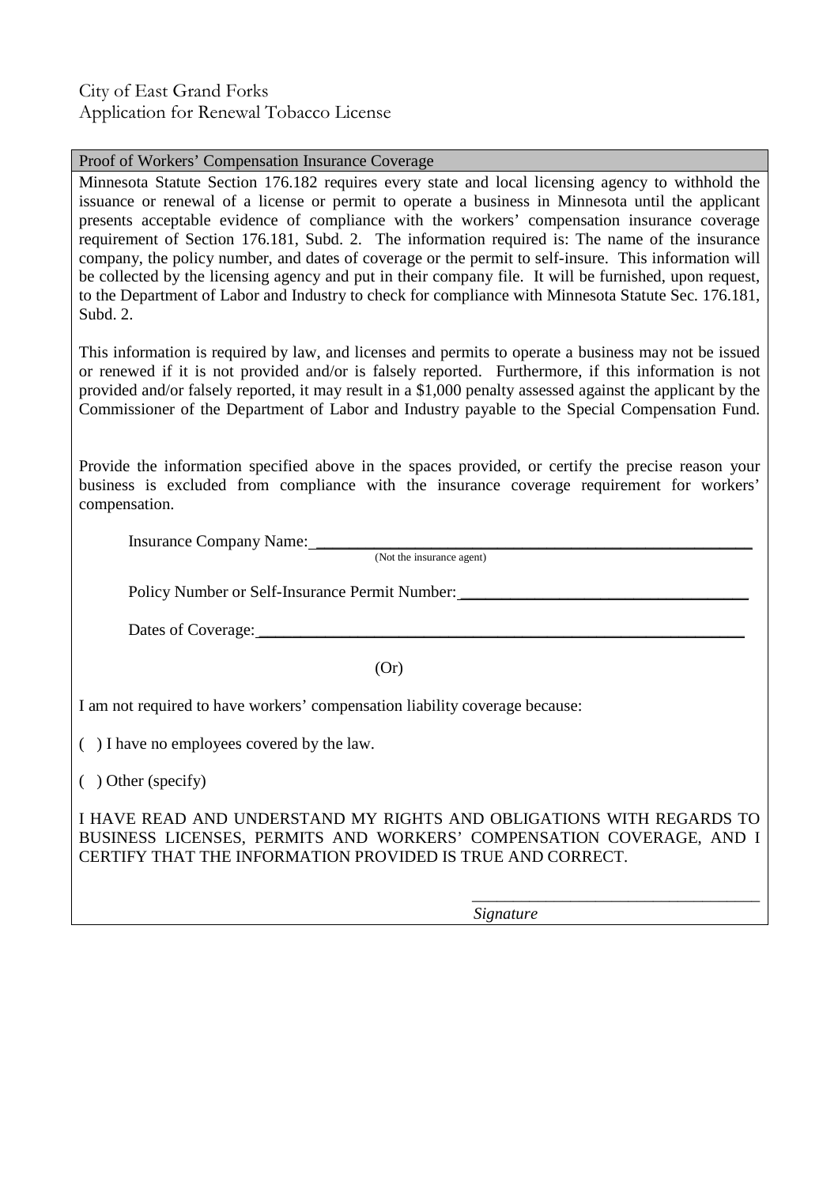City of East Grand Forks
Application for Renewal Tobacco License

## Proof of Workers' Compensation Insurance Coverage

Minnesota Statute Section 176.182 requires every state and local licensing agency to withhold the issuance or renewal of a license or permit to operate a business in Minnesota until the applicant presents acceptable evidence of compliance with the workers' compensation insurance coverage requirement of Section 176.181, Subd. 2. The information required is: The name of the insurance company, the policy number, and dates of coverage or the permit to self-insure. This information will be collected by the licensing agency and put in their company file. It will be furnished, upon request, to the Department of Labor and Industry to check for compliance with Minnesota Statute Sec. 176.181, Subd. 2.

This information is required by law, and licenses and permits to operate a business may not be issued or renewed if it is not provided and/or is falsely reported. Furthermore, if this information is not provided and/or falsely reported, it may result in a $1,000 penalty assessed against the applicant by the Commissioner of the Department of Labor and Industry payable to the Special Compensation Fund.

Provide the information specified above in the spaces provided, or certify the precise reason your business is excluded from compliance with the insurance coverage requirement for workers' compensation.

Insurance Company Name:\_\_\_\_\_\_\_\_\_\_\_\_\_\_\_\_\_\_\_\_\_\_\_\_\_\_\_\_\_\_\_\_\_\_\_\_\_\_\_\_\_\_\_\_\_\_\_\_
(Not the insurance agent)

Policy Number or Self-Insurance Permit Number:\_\_\_\_\_\_\_\_\_\_\_\_\_\_\_\_\_\_\_\_\_\_\_\_\_\_\_\_\_\_\_\_

Dates of Coverage:\_\_\_\_\_\_\_\_\_\_\_\_\_\_\_\_\_\_\_\_\_\_\_\_\_\_\_\_\_\_\_\_\_\_\_\_\_\_\_\_\_\_\_\_\_\_\_\_\_\_\_\_\_\_\_\_

(Or)

I am not required to have workers' compensation liability coverage because:

( ) I have no employees covered by the law.

( ) Other (specify)

I HAVE READ AND UNDERSTAND MY RIGHTS AND OBLIGATIONS WITH REGARDS TO BUSINESS LICENSES, PERMITS AND WORKERS' COMPENSATION COVERAGE, AND I CERTIFY THAT THE INFORMATION PROVIDED IS TRUE AND CORRECT.

\_\_\_\_\_\_\_\_\_\_\_\_\_\_\_\_\_\_\_\_\_\_\_\_\_\_\_\_\_\_\_\_\_\_\_
*Signature*